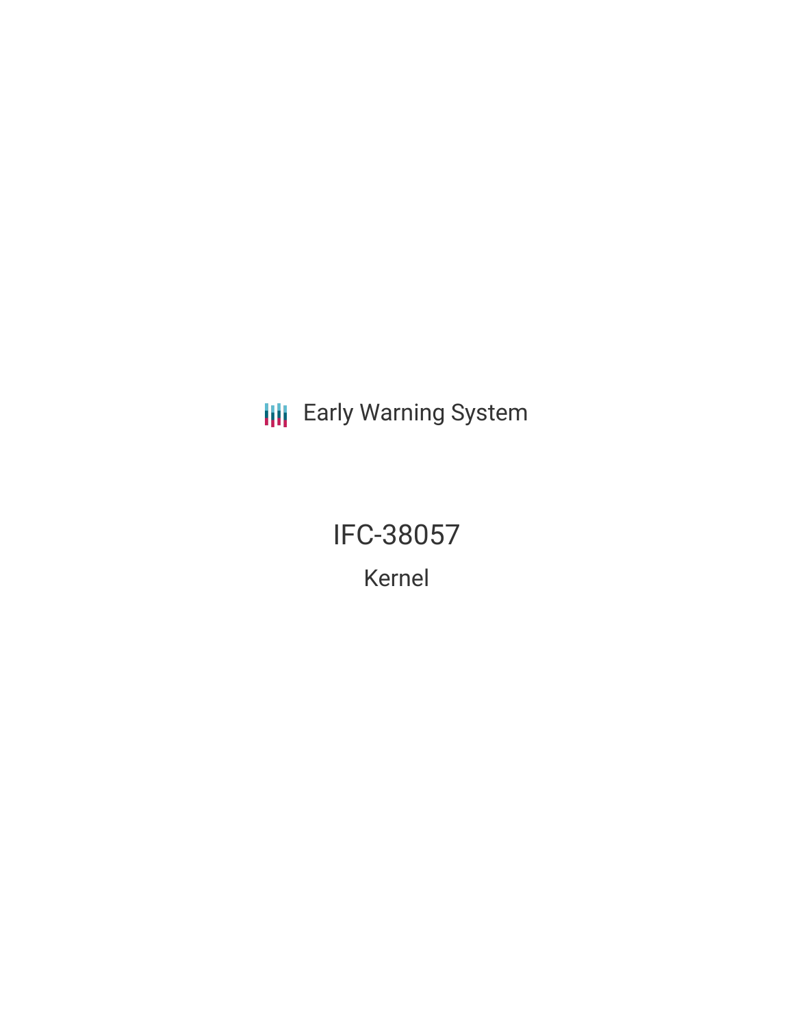Early Warning System

# IFC-38057

## Kernel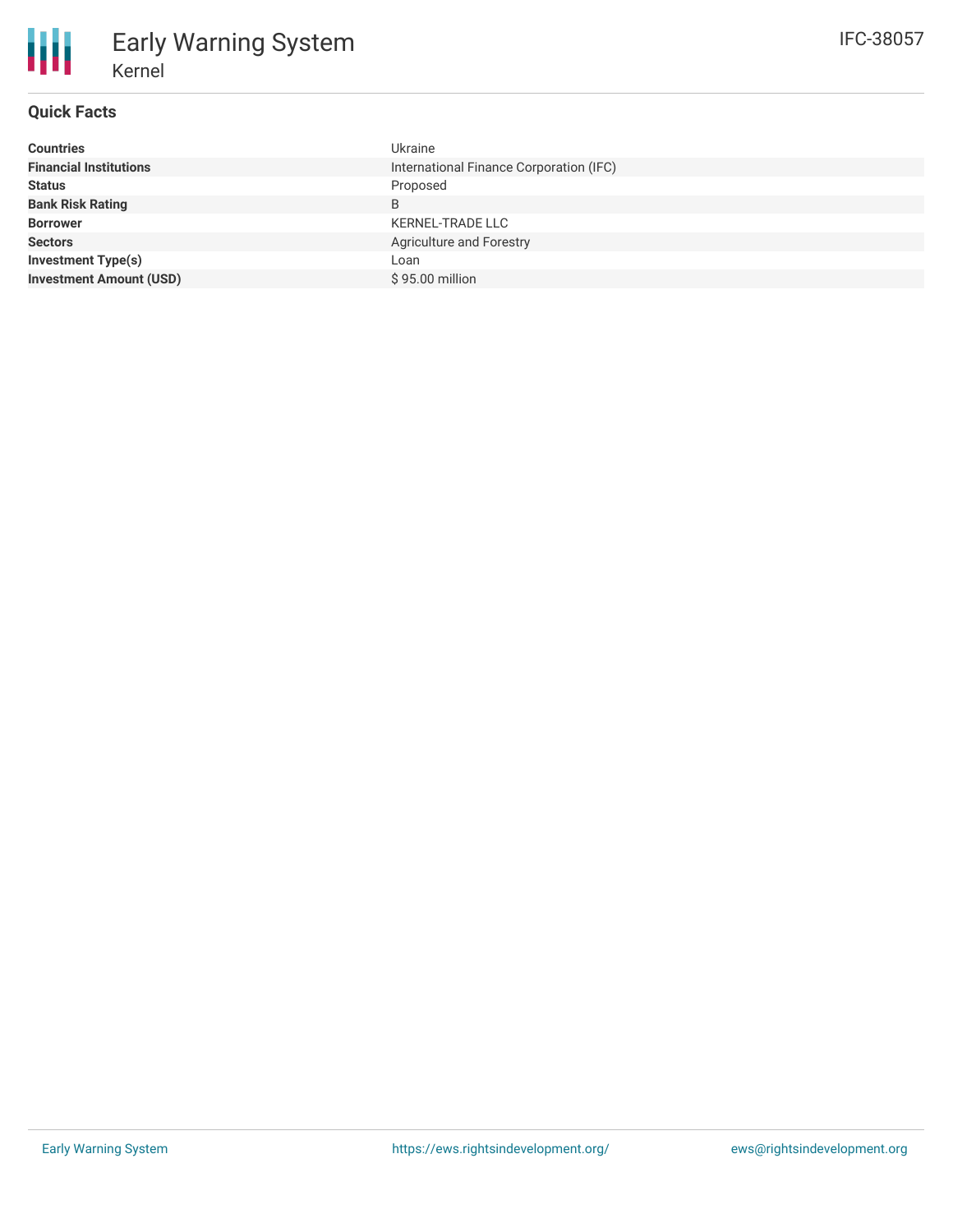# Early Warning System

## Kernel

IFC-38057

### Quick Facts

| | |
|---|---|
| **Countries** | Ukraine |
| **Financial Institutions** | International Finance Corporation (IFC) |
| **Status** | Proposed |
| **Bank Risk Rating** | B |
| **Borrower** | KERNEL-TRADE LLC |
| **Sectors** | Agriculture and Forestry |
| **Investment Type(s)** | Loan |
| **Investment Amount (USD)** | $ 95.00 million |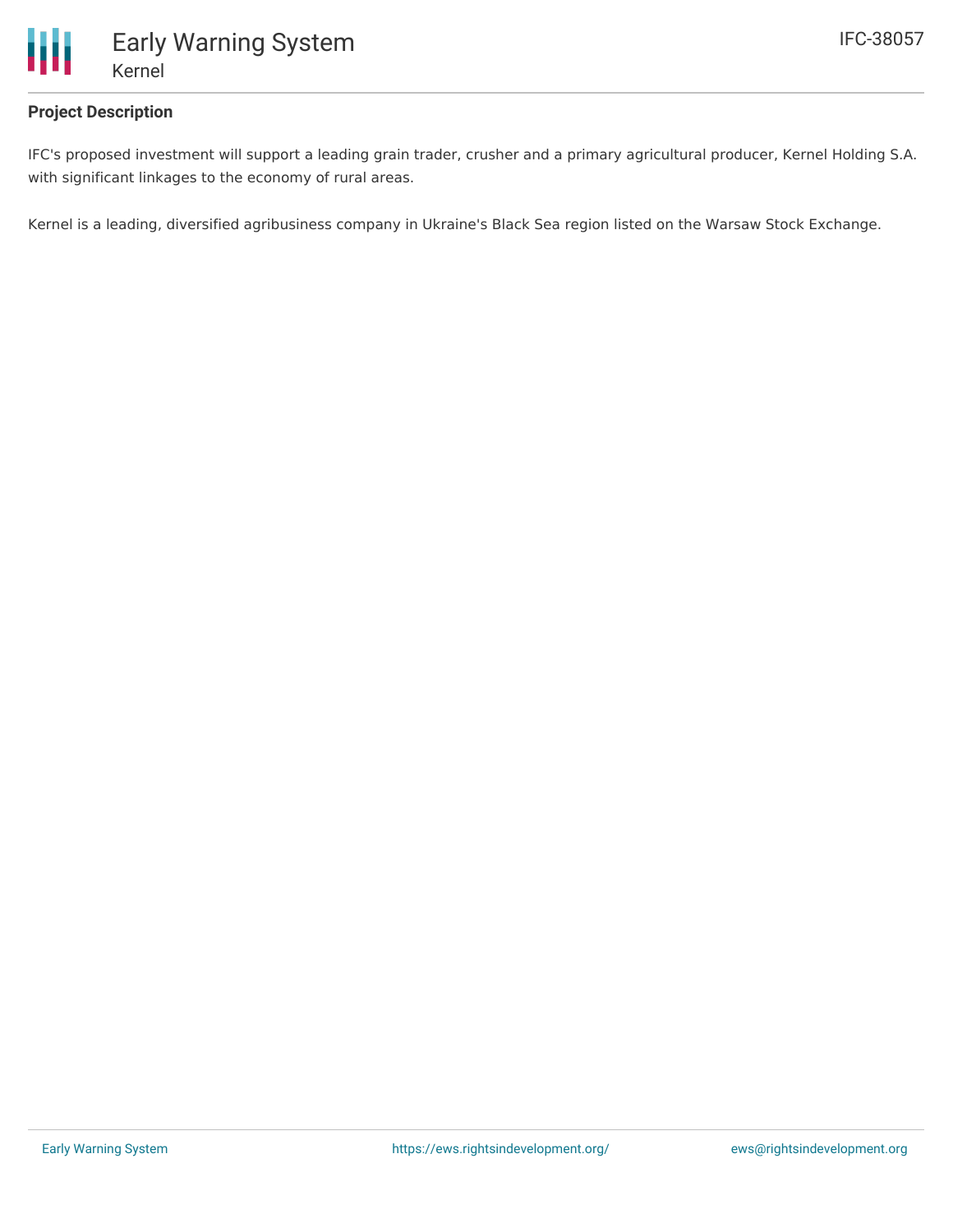## Project Description

IFC's proposed investment will support a leading grain trader, crusher and a primary agricultural producer, Kernel Holding S.A. with significant linkages to the economy of rural areas.

Kernel is a leading, diversified agribusiness company in Ukraine's Black Sea region listed on the Warsaw Stock Exchange.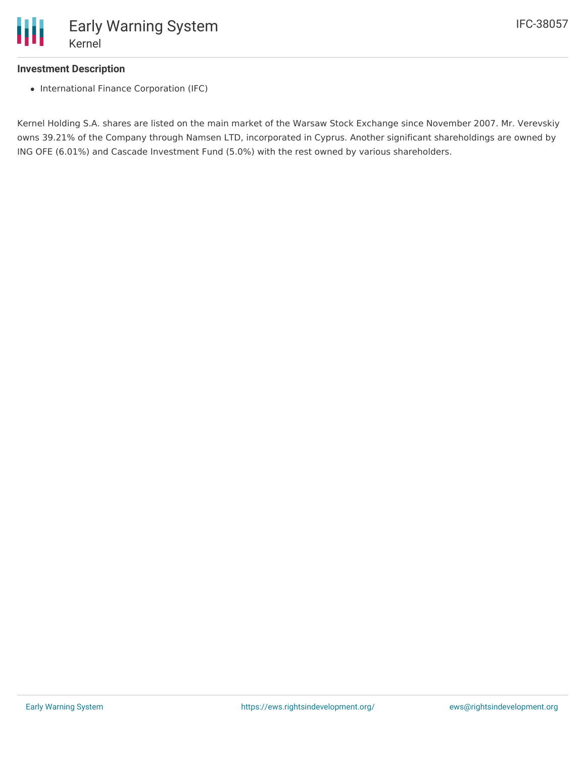### Investment Description

- International Finance Corporation (IFC)

Kernel Holding S.A. shares are listed on the main market of the Warsaw Stock Exchange since November 2007. Mr. Verevskiy owns 39.21% of the Company through Namsen LTD, incorporated in Cyprus. Another significant shareholdings are owned by ING OFE (6.01%) and Cascade Investment Fund (5.0%) with the rest owned by various shareholders.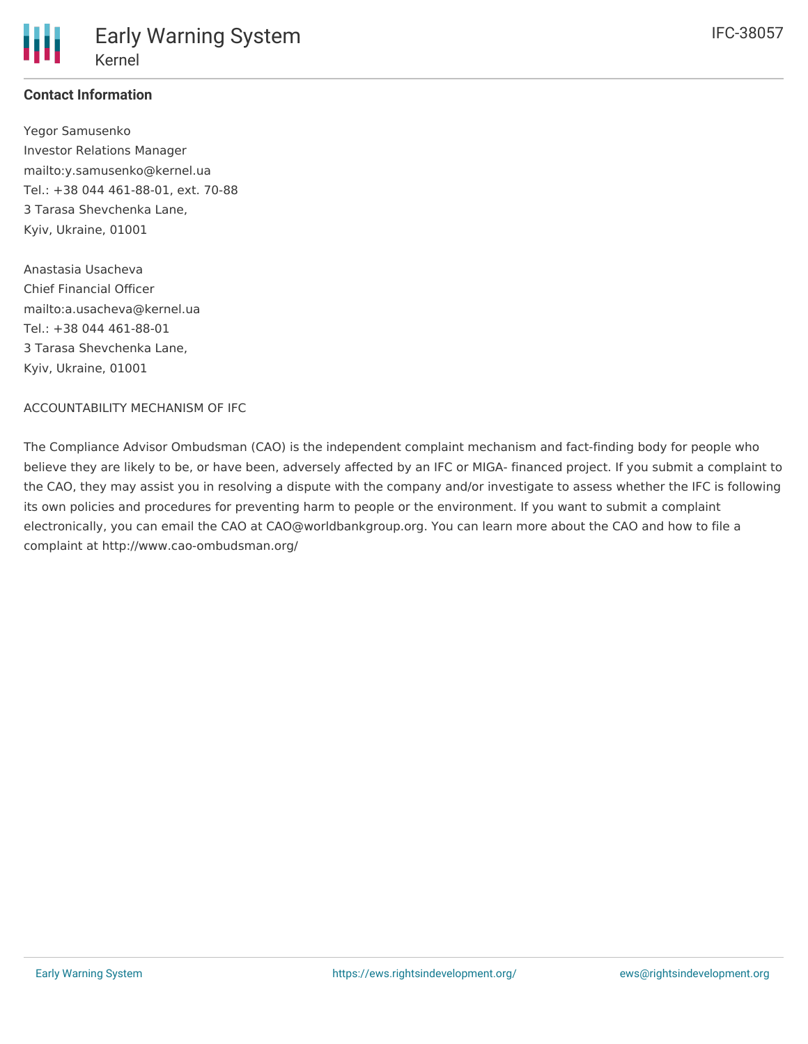**Contact Information**

Yegor Samusenko
Investor Relations Manager
mailto:y.samusenko@kernel.ua
Tel.: +38 044 461-88-01, ext. 70-88
3 Tarasa Shevchenka Lane,
Kyiv, Ukraine, 01001

Anastasia Usacheva
Chief Financial Officer
mailto:a.usacheva@kernel.ua
Tel.: +38 044 461-88-01
3 Tarasa Shevchenka Lane,
Kyiv, Ukraine, 01001

ACCOUNTABILITY MECHANISM OF IFC

The Compliance Advisor Ombudsman (CAO) is the independent complaint mechanism and fact-finding body for people who believe they are likely to be, or have been, adversely affected by an IFC or MIGA- financed project. If you submit a complaint to the CAO, they may assist you in resolving a dispute with the company and/or investigate to assess whether the IFC is following its own policies and procedures for preventing harm to people or the environment. If you want to submit a complaint electronically, you can email the CAO at CAO@worldbankgroup.org. You can learn more about the CAO and how to file a complaint at http://www.cao-ombudsman.org/